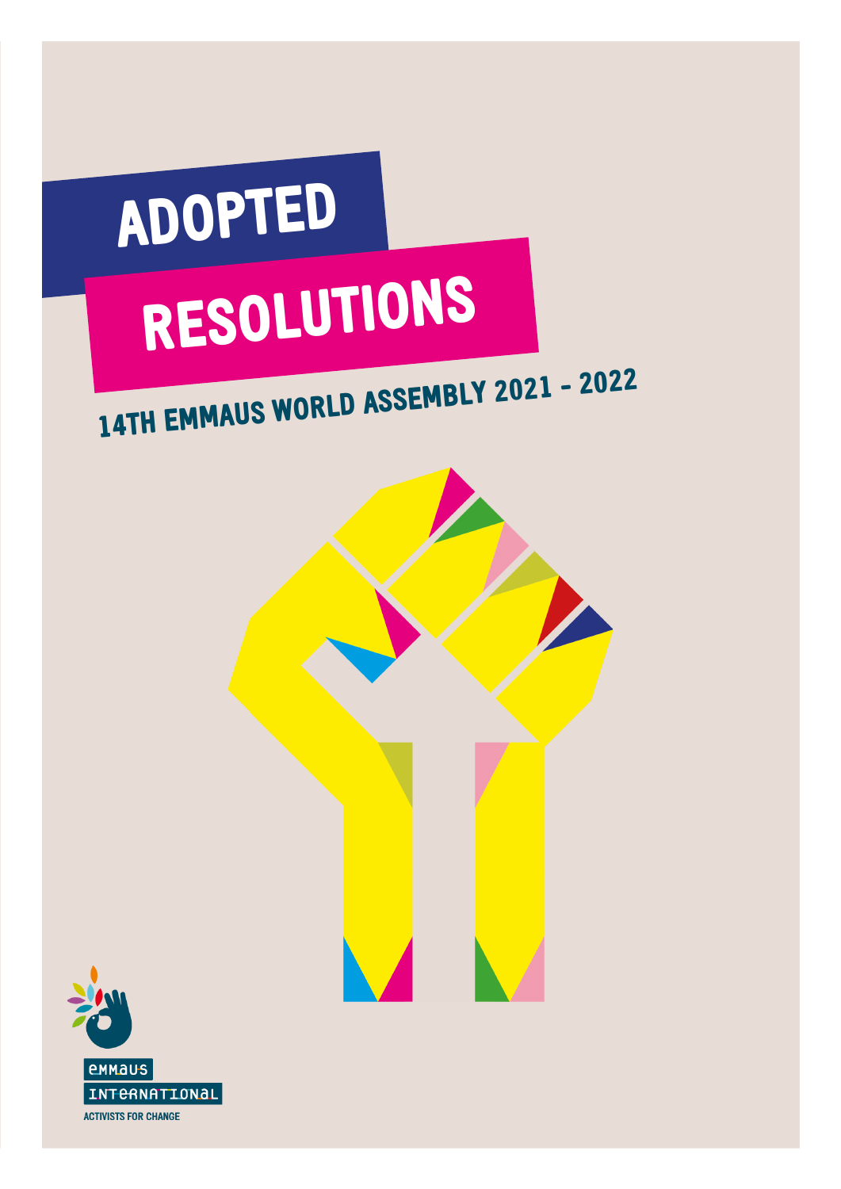# ADOPTED RESOLUTIONS

## 14TH EMMAUS WORLD ASSEMBLY 2021 - 2022

EMMAUS INTERNATIONAL

ACTIVISTS FOR CHANGE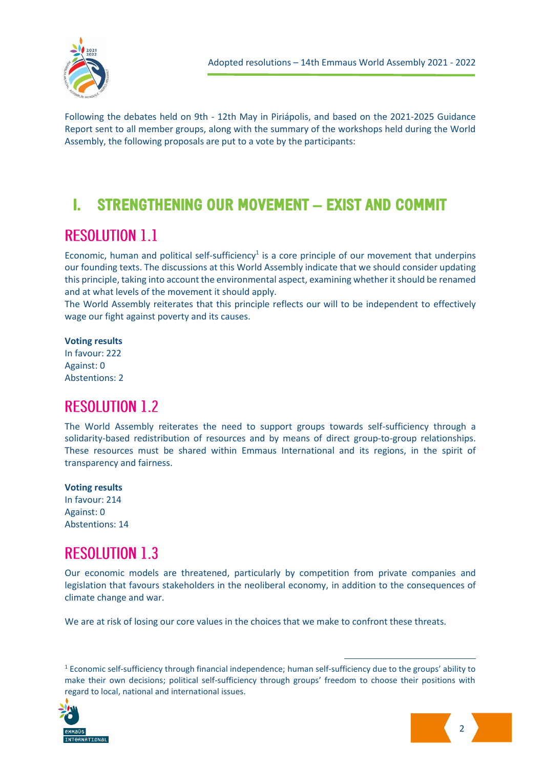Following the debates held on 9th - 12th May in Piriápolis, and based on the 2021-2025 Guidance Report sent to all member groups, along with the summary of the workshops held during the World Assembly, the following proposals are put to a vote by the participants:

# I. STRENGTHENING OUR MOVEMENT – EXIST AND COMMIT

## RESOLUTION 1.1

Economic, human and political self-sufficiency[1] is a core principle of our movement that underpins our founding texts. The discussions at this World Assembly indicate that we should consider updating this principle, taking into account the environmental aspect, examining whether it should be renamed and at what levels of the movement it should apply.

The World Assembly reiterates that this principle reflects our will to be independent to effectively wage our fight against poverty and its causes.

**Voting results**
In favour: 222
Against: 0
Abstentions: 2

## RESOLUTION 1.2

The World Assembly reiterates the need to support groups towards self-sufficiency through a solidarity-based redistribution of resources and by means of direct group-to-group relationships. These resources must be shared within Emmaus International and its regions, in the spirit of transparency and fairness.

**Voting results**
In favour: 214
Against: 0
Abstentions: 14

## RESOLUTION 1.3

Our economic models are threatened, particularly by competition from private companies and legislation that favours stakeholders in the neoliberal economy, in addition to the consequences of climate change and war.

We are at risk of losing our core values in the choices that we make to confront these threats.

[1] Economic self-sufficiency through financial independence; human self-sufficiency due to the groups' ability to make their own decisions; political self-sufficiency through groups' freedom to choose their positions with regard to local, national and international issues.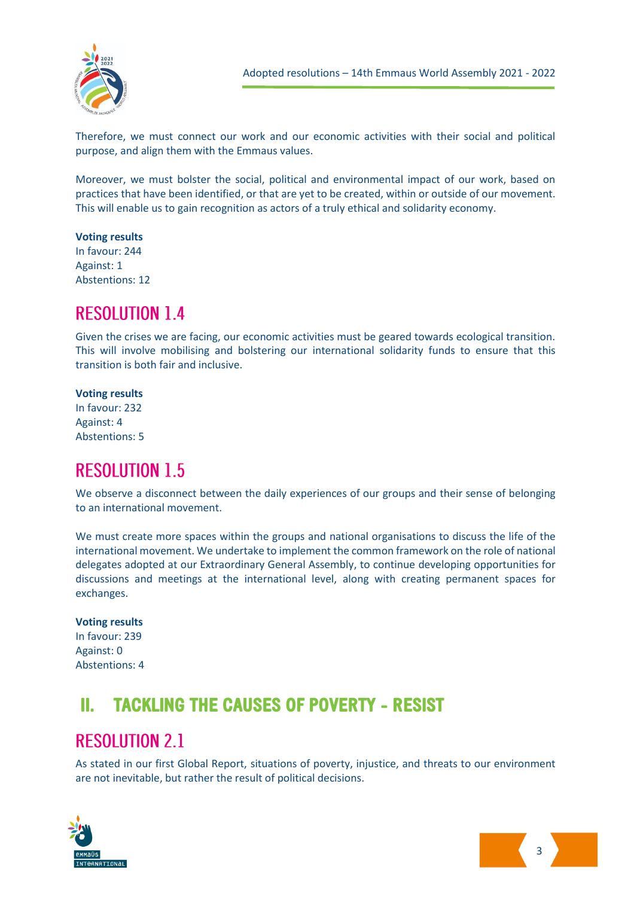Therefore, we must connect our work and our economic activities with their social and political purpose, and align them with the Emmaus values.

Moreover, we must bolster the social, political and environmental impact of our work, based on practices that have been identified, or that are yet to be created, within or outside of our movement. This will enable us to gain recognition as actors of a truly ethical and solidarity economy.

**Voting results**
In favour: 244
Against: 1
Abstentions: 12

## RESOLUTION 1.4

Given the crises we are facing, our economic activities must be geared towards ecological transition. This will involve mobilising and bolstering our international solidarity funds to ensure that this transition is both fair and inclusive.

**Voting results**
In favour: 232
Against: 4
Abstentions: 5

## RESOLUTION 1.5

We observe a disconnect between the daily experiences of our groups and their sense of belonging to an international movement.

We must create more spaces within the groups and national organisations to discuss the life of the international movement. We undertake to implement the common framework on the role of national delegates adopted at our Extraordinary General Assembly, to continue developing opportunities for discussions and meetings at the international level, along with creating permanent spaces for exchanges.

**Voting results**
In favour: 239
Against: 0
Abstentions: 4

# II. TACKLING THE CAUSES OF POVERTY - RESIST

## RESOLUTION 2.1

As stated in our first Global Report, situations of poverty, injustice, and threats to our environment are not inevitable, but rather the result of political decisions.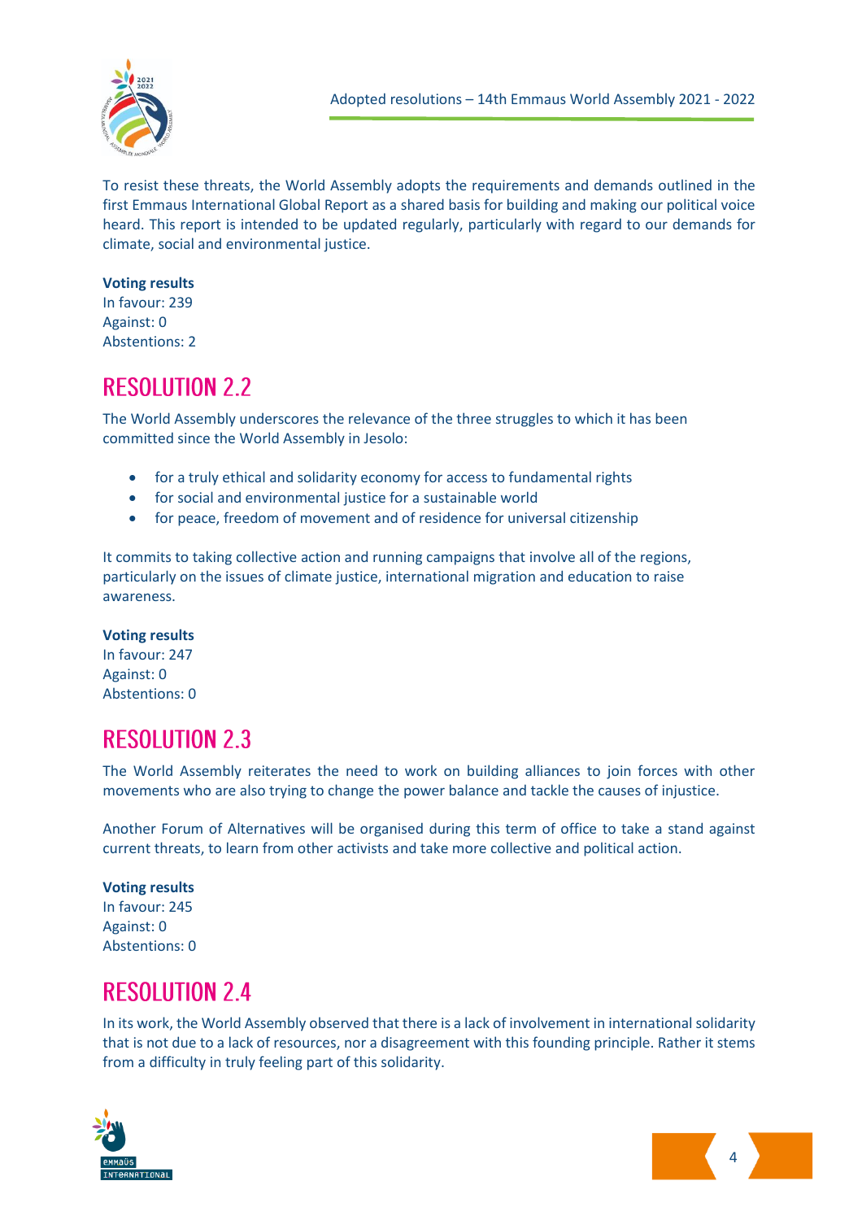To resist these threats, the World Assembly adopts the requirements and demands outlined in the first Emmaus International Global Report as a shared basis for building and making our political voice heard. This report is intended to be updated regularly, particularly with regard to our demands for climate, social and environmental justice.

**Voting results**
In favour: 239
Against: 0
Abstentions: 2

## RESOLUTION 2.2

The World Assembly underscores the relevance of the three struggles to which it has been committed since the World Assembly in Jesolo:

- for a truly ethical and solidarity economy for access to fundamental rights
- for social and environmental justice for a sustainable world
- for peace, freedom of movement and of residence for universal citizenship

It commits to taking collective action and running campaigns that involve all of the regions, particularly on the issues of climate justice, international migration and education to raise awareness.

**Voting results**
In favour: 247
Against: 0
Abstentions: 0

## RESOLUTION 2.3

The World Assembly reiterates the need to work on building alliances to join forces with other movements who are also trying to change the power balance and tackle the causes of injustice.

Another Forum of Alternatives will be organised during this term of office to take a stand against current threats, to learn from other activists and take more collective and political action.

**Voting results**
In favour: 245
Against: 0
Abstentions: 0

## RESOLUTION 2.4

In its work, the World Assembly observed that there is a lack of involvement in international solidarity that is not due to a lack of resources, nor a disagreement with this founding principle. Rather it stems from a difficulty in truly feeling part of this solidarity.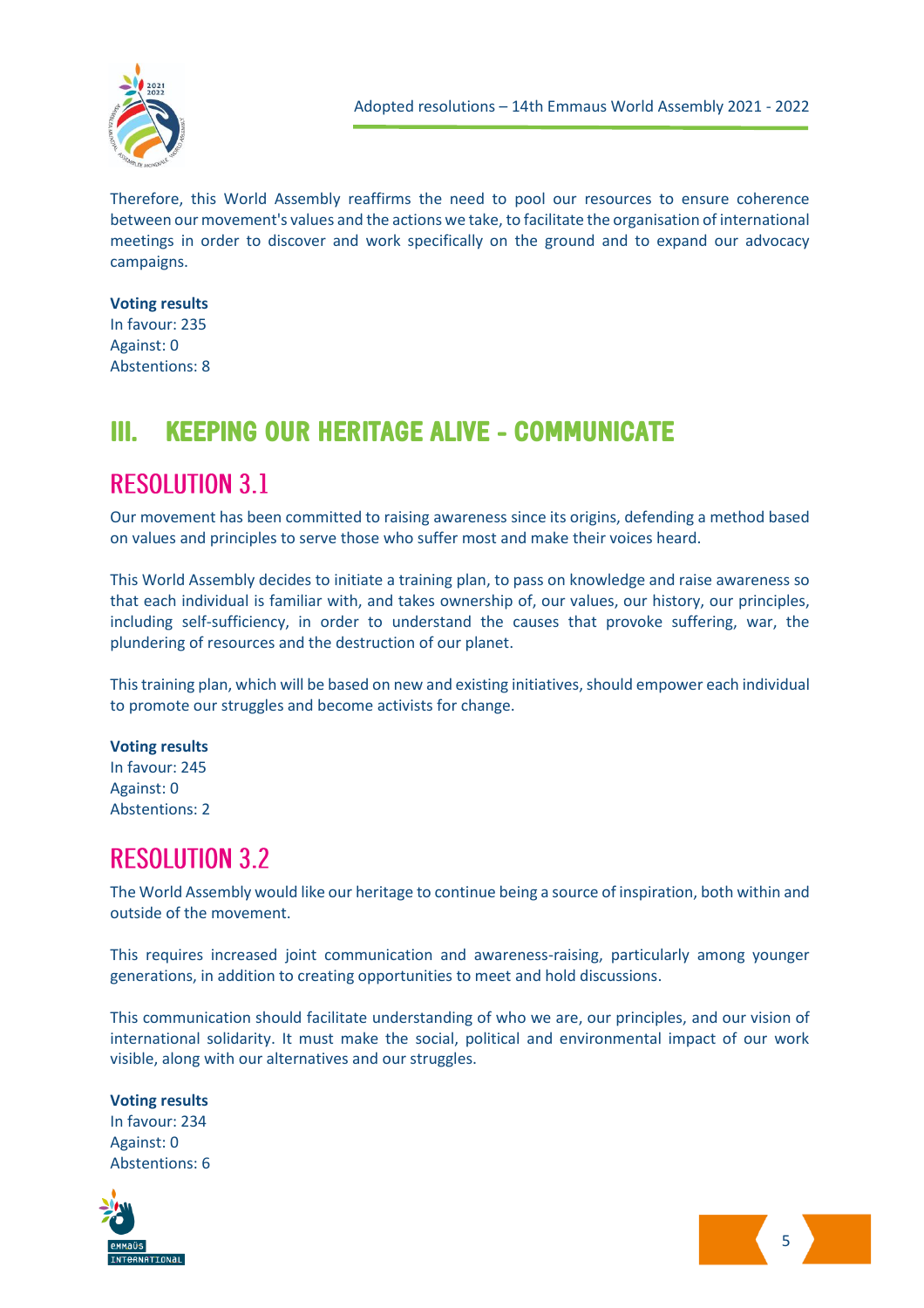Therefore, this World Assembly reaffirms the need to pool our resources to ensure coherence between our movement's values and the actions we take, to facilitate the organisation of international meetings in order to discover and work specifically on the ground and to expand our advocacy campaigns.

**Voting results**
In favour: 235
Against: 0
Abstentions: 8

# III. KEEPING OUR HERITAGE ALIVE - COMMUNICATE

## RESOLUTION 3.1

Our movement has been committed to raising awareness since its origins, defending a method based on values and principles to serve those who suffer most and make their voices heard.

This World Assembly decides to initiate a training plan, to pass on knowledge and raise awareness so that each individual is familiar with, and takes ownership of, our values, our history, our principles, including self-sufficiency, in order to understand the causes that provoke suffering, war, the plundering of resources and the destruction of our planet.

This training plan, which will be based on new and existing initiatives, should empower each individual to promote our struggles and become activists for change.

**Voting results**
In favour: 245
Against: 0
Abstentions: 2

## RESOLUTION 3.2

The World Assembly would like our heritage to continue being a source of inspiration, both within and outside of the movement.

This requires increased joint communication and awareness-raising, particularly among younger generations, in addition to creating opportunities to meet and hold discussions.

This communication should facilitate understanding of who we are, our principles, and our vision of international solidarity. It must make the social, political and environmental impact of our work visible, along with our alternatives and our struggles.

**Voting results**
In favour: 234
Against: 0
Abstentions: 6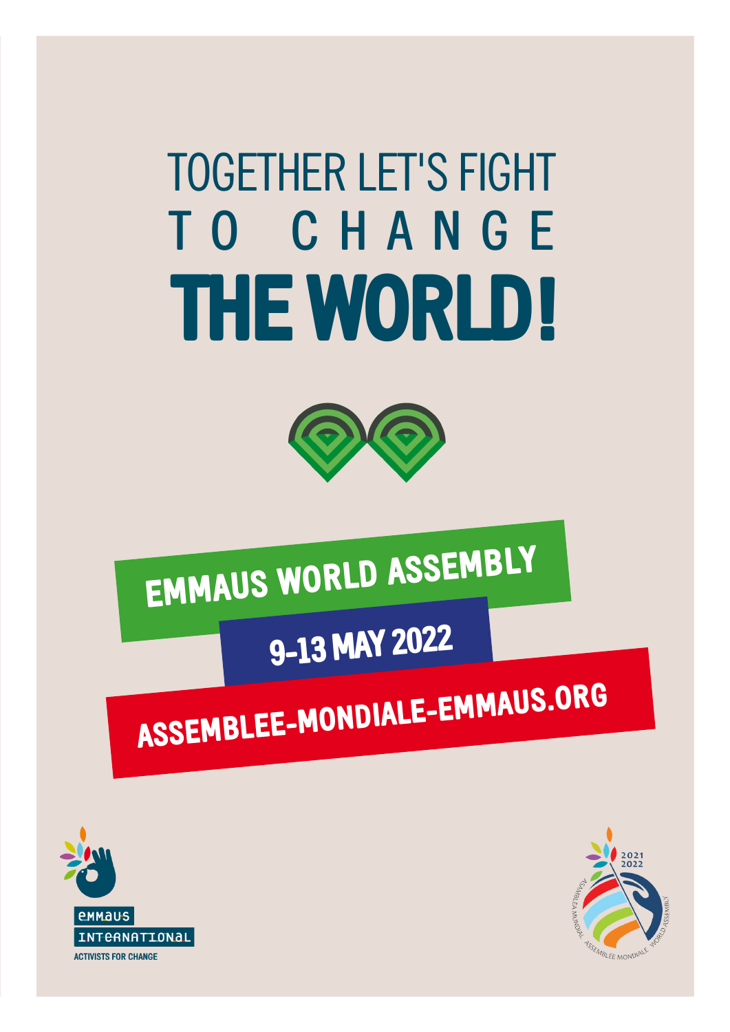# TOGETHER LET'S FIGHT TO CHANGE THE WORLD!

**EMMAUS WORLD ASSEMBLY**

**9-13 MAY 2022**

**ASSEMBLEE-MONDIALE-EMMAUS.ORG**

emmaus international
ACTIVISTS FOR CHANGE

2021 2022
ASAMBLEA MUNDIAL ASSEMBLÉE MONDIALE WORLD ASSEMBLY